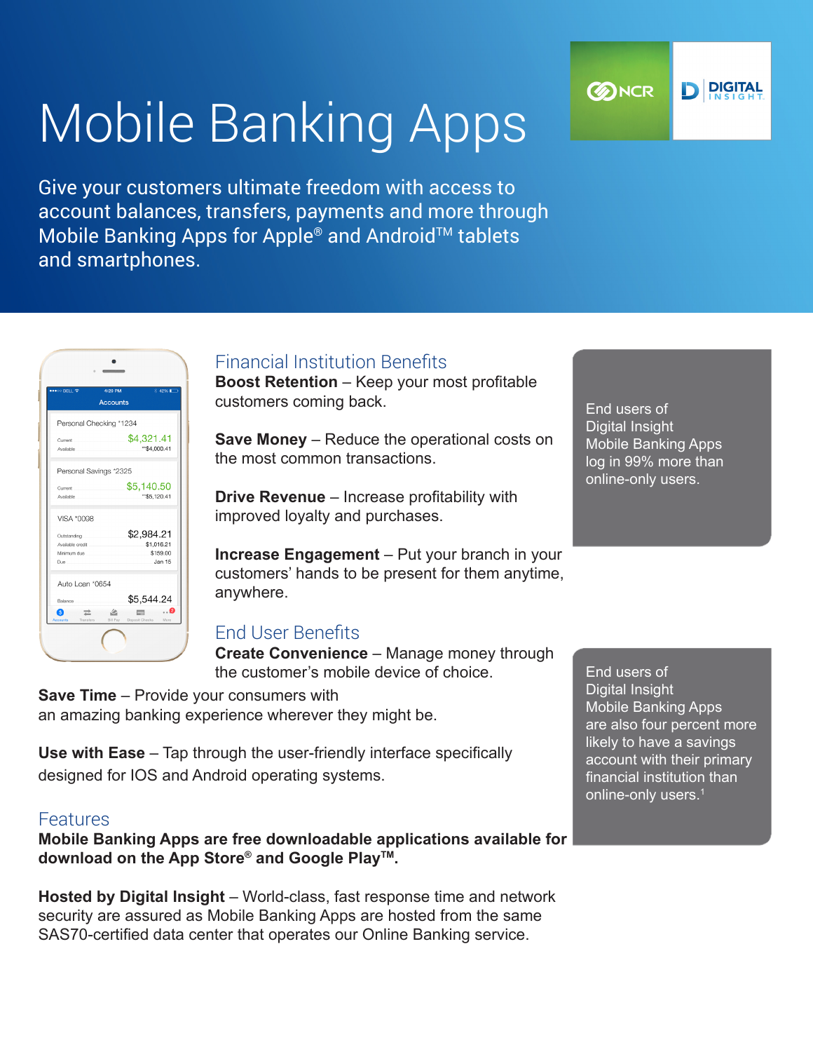# Mobile Banking Apps

Give your customers ultimate freedom with access to account balances, transfers, payments and more through Mobile Banking Apps for Apple® and Android™ tablets and smartphones.

## Financial Institution Benefits

**Boost Retention** – Keep your most profitable customers coming back.

**Save Money** – Reduce the operational costs on the most common transactions.

**Drive Revenue** – Increase profitability with improved loyalty and purchases.

**Increase Engagement** – Put your branch in your customers' hands to be present for them anytime, anywhere.

End users of Digital Insight Mobile Banking Apps log in 99% more than online-only users.

## End User Benefits

**Create Convenience** – Manage money through the customer's mobile device of choice.

**Save Time** – Provide your consumers with an amazing banking experience wherever they might be.

**Use with Ease** – Tap through the user-friendly interface specifically designed for IOS and Android operating systems.

End users of Digital Insight Mobile Banking Apps are also four percent more likely to have a savings account with their primary financial institution than online-only users.[1]

## Features

**Mobile Banking Apps are free downloadable applications available for download on the App Store® and Google Play™.**

**Hosted by Digital Insight** – World-class, fast response time and network security are assured as Mobile Banking Apps are hosted from the same SAS70-certified data center that operates our Online Banking service.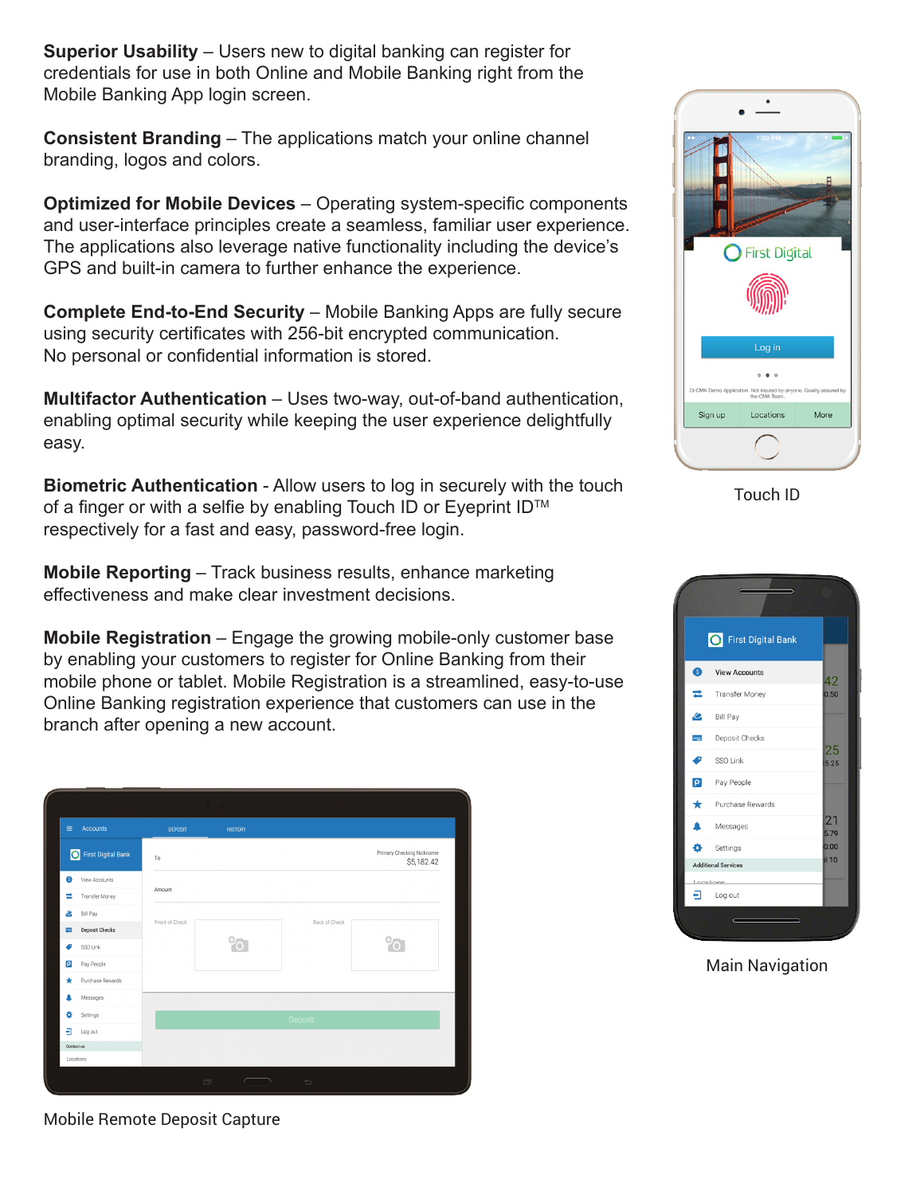**Superior Usability** – Users new to digital banking can register for credentials for use in both Online and Mobile Banking right from the Mobile Banking App login screen.

**Consistent Branding** – The applications match your online channel branding, logos and colors.

**Optimized for Mobile Devices** – Operating system-specific components and user-interface principles create a seamless, familiar user experience. The applications also leverage native functionality including the device's GPS and built-in camera to further enhance the experience.

**Complete End-to-End Security** – Mobile Banking Apps are fully secure using security certificates with 256-bit encrypted communication. No personal or confidential information is stored.

**Multifactor Authentication** – Uses two-way, out-of-band authentication, enabling optimal security while keeping the user experience delightfully easy.

**Biometric Authentication** - Allow users to log in securely with the touch of a finger or with a selfie by enabling Touch ID or Eyeprint ID™ respectively for a fast and easy, password-free login.

**Mobile Reporting** – Track business results, enhance marketing effectiveness and make clear investment decisions.

**Mobile Registration** – Engage the growing mobile-only customer base by enabling your customers to register for Online Banking from their mobile phone or tablet. Mobile Registration is a streamlined, easy-to-use Online Banking registration experience that customers can use in the branch after opening a new account.

Touch ID

Main Navigation

Mobile Remote Deposit Capture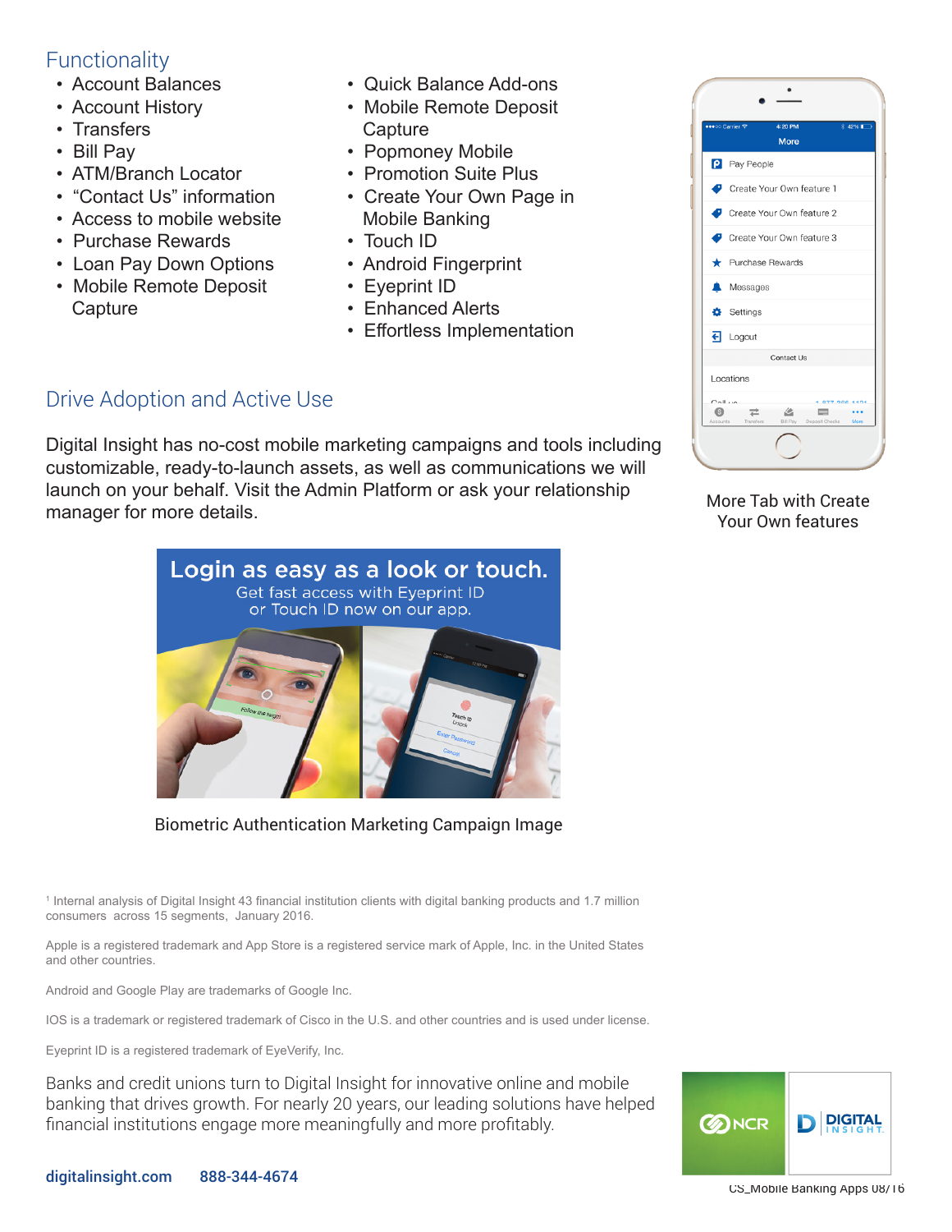## Functionality

- Account Balances
- Account History
- Transfers
- Bill Pay
- ATM/Branch Locator
- "Contact Us" information
- Access to mobile website
- Purchase Rewards
- Loan Pay Down Options
- Mobile Remote Deposit Capture
- Quick Balance Add-ons
- Mobile Remote Deposit Capture
- Popmoney Mobile
- Promotion Suite Plus
- Create Your Own Page in Mobile Banking
- Touch ID
- Android Fingerprint
- Eyeprint ID
- Enhanced Alerts
- Effortless Implementation

More Tab with Create Your Own features

## Drive Adoption and Active Use

Digital Insight has no-cost mobile marketing campaigns and tools including customizable, ready-to-launch assets, as well as communications we will launch on your behalf. Visit the Admin Platform or ask your relationship manager for more details.

Biometric Authentication Marketing Campaign Image

[1] Internal analysis of Digital Insight 43 financial institution clients with digital banking products and 1.7 million consumers across 15 segments, January 2016.

Apple is a registered trademark and App Store is a registered service mark of Apple, Inc. in the United States and other countries.

Android and Google Play are trademarks of Google Inc.

IOS is a trademark or registered trademark of Cisco in the U.S. and other countries and is used under license.

Eyeprint ID is a registered trademark of EyeVerify, Inc.

Banks and credit unions turn to Digital Insight for innovative online and mobile banking that drives growth. For nearly 20 years, our leading solutions have helped financial institutions engage more meaningfully and more profitably.

digitalinsight.com 888-344-4674

CS_Mobile Banking Apps 08/16